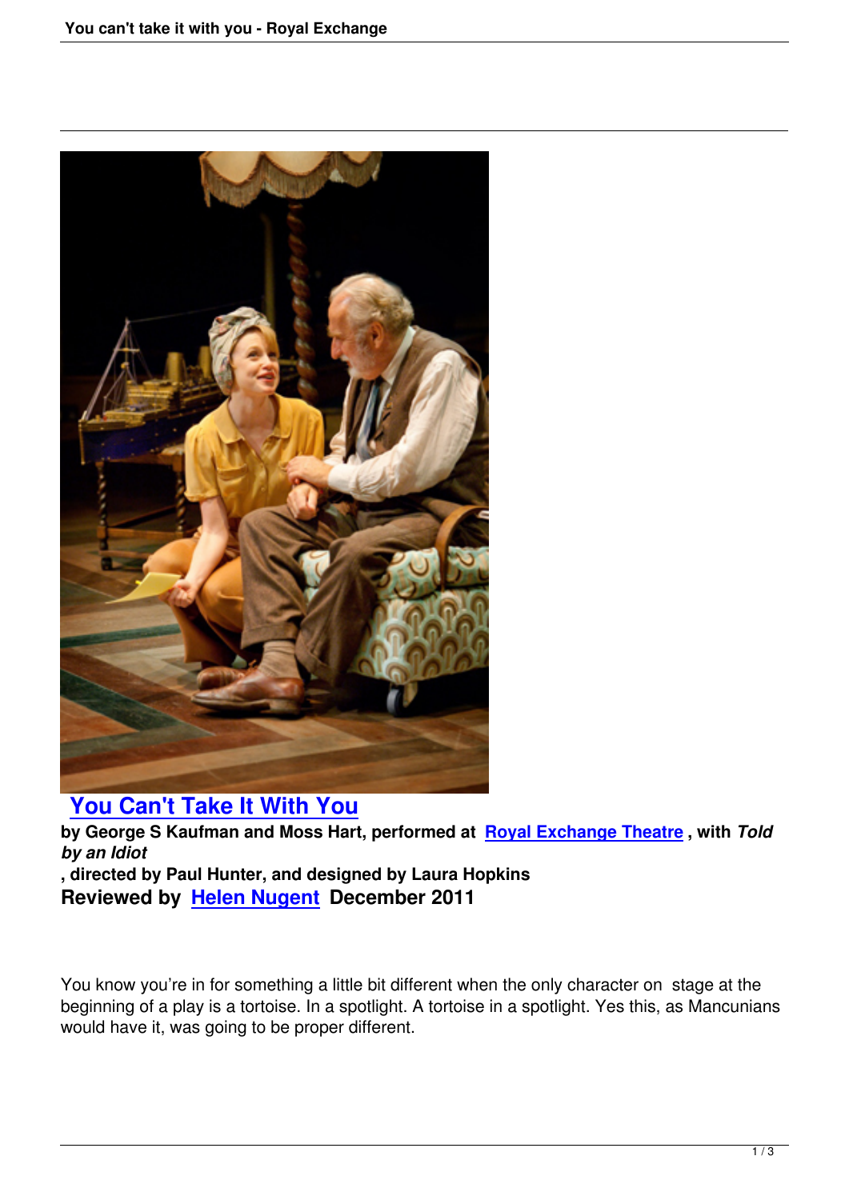## You Can't Take It With You

**by George S Kaufman and Moss Hart, performed at Royal Exchange Theatre , with *Told by an Idiot* , directed by Paul Hunter, and designed by Laura Hopkins**

**Reviewed by Helen Nugent December 2011**

You know you're in for something a little bit different when the only character on stage at the beginning of a play is a tortoise. In a spotlight. A tortoise in a spotlight. Yes this, as Mancunians would have it, was going to be proper different.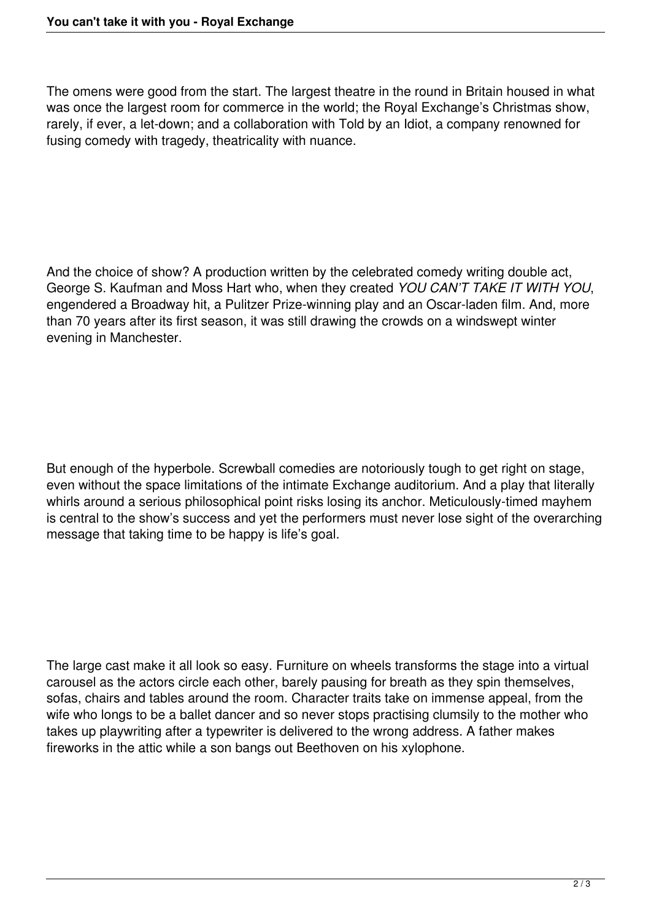The omens were good from the start. The largest theatre in the round in Britain housed in what was once the largest room for commerce in the world; the Royal Exchange's Christmas show, rarely, if ever, a let-down; and a collaboration with Told by an Idiot, a company renowned for fusing comedy with tragedy, theatricality with nuance.

And the choice of show? A production written by the celebrated comedy writing double act, George S. Kaufman and Moss Hart who, when they created *YOU CAN'T TAKE IT WITH YOU*, engendered a Broadway hit, a Pulitzer Prize-winning play and an Oscar-laden film. And, more than 70 years after its first season, it was still drawing the crowds on a windswept winter evening in Manchester.

But enough of the hyperbole. Screwball comedies are notoriously tough to get right on stage, even without the space limitations of the intimate Exchange auditorium. And a play that literally whirls around a serious philosophical point risks losing its anchor. Meticulously-timed mayhem is central to the show's success and yet the performers must never lose sight of the overarching message that taking time to be happy is life's goal.

The large cast make it all look so easy. Furniture on wheels transforms the stage into a virtual carousel as the actors circle each other, barely pausing for breath as they spin themselves, sofas, chairs and tables around the room. Character traits take on immense appeal, from the wife who longs to be a ballet dancer and so never stops practising clumsily to the mother who takes up playwriting after a typewriter is delivered to the wrong address. A father makes fireworks in the attic while a son bangs out Beethoven on his xylophone.